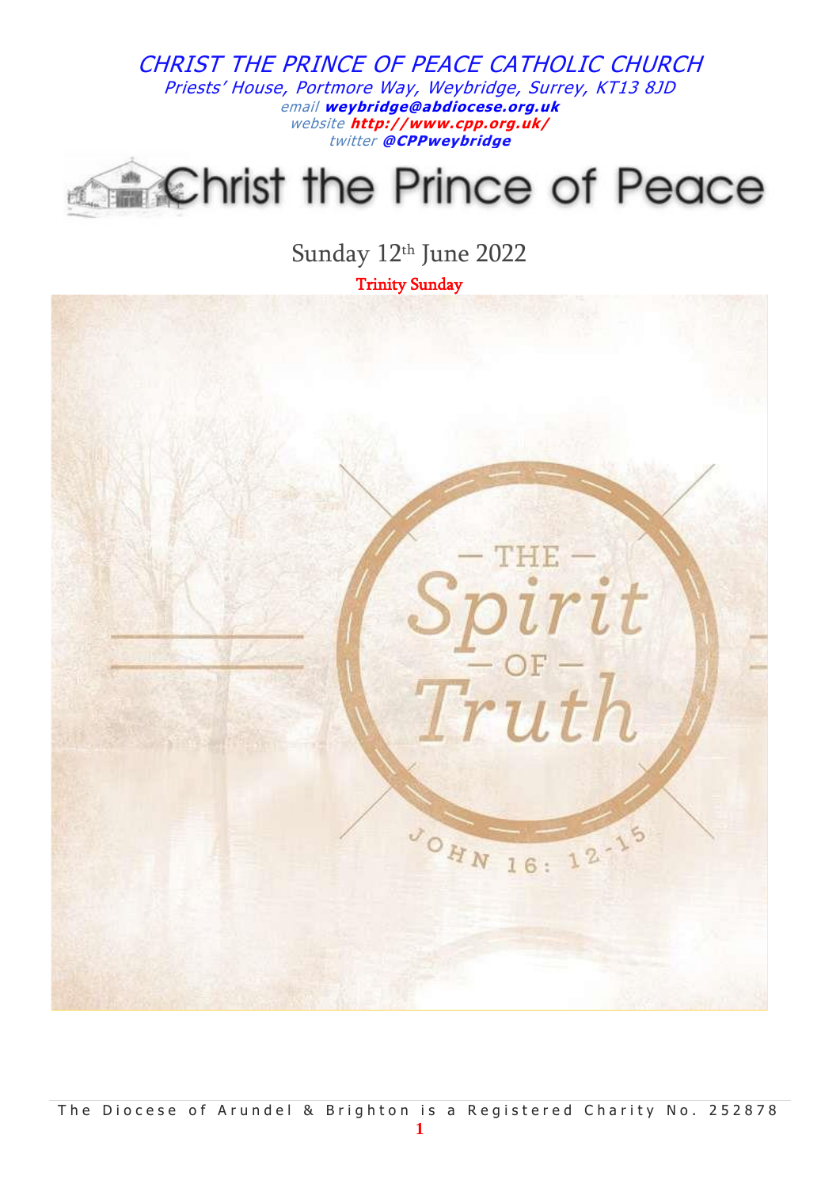*CHRIST THE PRINCE OF PEACE CATHOLIC CHURCH*

*Priests' House, Portmore Way, Weybridge, Surrey, KT13 8JD*

*email* ***weybridge@abdiocese.org.uk***

*website* ***http://www.cpp.org.uk/***

*twitter* ***@CPPweybridge***

# Christ the Prince of Peace

Sunday 12th June 2022

Trinity Sunday

— THE — Spirit — OF — Truth

JOHN 16: 12-15

The Diocese of Arundel & Brighton is a Registered Charity No. 252878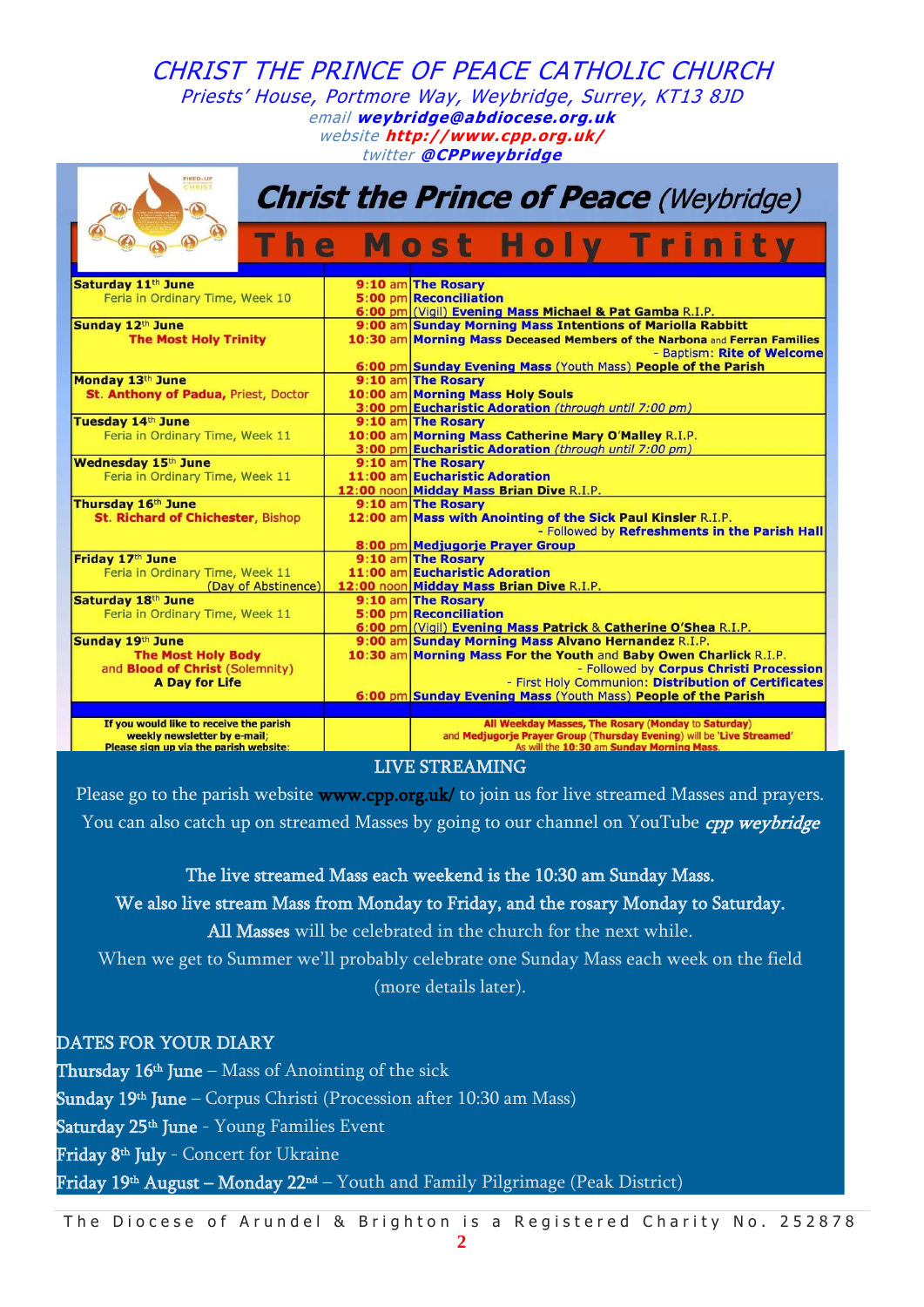# CHRIST THE PRINCE OF PEACE CATHOLIC CHURCH

*Priests' House, Portmore Way, Weybridge, Surrey, KT13 8JD*

*email* **weybridge@abdiocese.org.uk**

*website* **http://www.cpp.org.uk/**

*twitter* **@CPPweybridge**

## Christ the Prince of Peace (Weybridge)

## The Most Holy Trinity

| Day | Time | Event |
|---|---|---|
| **Saturday 11th June** Feria in Ordinary Time, Week 10 | 9:10 am | **The Rosary** |
| | 5:00 pm | **Reconciliation** |
| | 6:00 pm | (Vigil) **Evening Mass Michael & Pat Gamba** R.I.P. |
| **Sunday 12th June** **The Most Holy Trinity** | 9:00 am | **Sunday Morning Mass Intentions of Mariolla Rabbitt** |
| | 10:30 am | **Morning Mass Deceased Members of the Narbona** and **Ferran Families** - Baptism: **Rite of Welcome** |
| | 6:00 pm | **Sunday Evening Mass** (Youth Mass) **People of the Parish** |
| **Monday 13th June** **St. Anthony of Padua,** Priest, Doctor | 9:10 am | **The Rosary** |
| | 10:00 am | **Morning Mass Holy Souls** |
| | 3:00 pm | **Eucharistic Adoration** *(through until 7:00 pm)* |
| **Tuesday 14th June** Feria in Ordinary Time, Week 11 | 9:10 am | **The Rosary** |
| | 10:00 am | **Morning Mass Catherine Mary O'Malley** R.I.P. |
| | 3:00 pm | **Eucharistic Adoration** *(through until 7:00 pm)* |
| **Wednesday 15th June** Feria in Ordinary Time, Week 11 | 9:10 am | **The Rosary** |
| | 11:00 am | **Eucharistic Adoration** |
| | 12:00 noon | **Midday Mass Brian Dive** R.I.P. |
| **Thursday 16th June** **St. Richard of Chichester,** Bishop | 9:10 am | **The Rosary** |
| | 12:00 am | **Mass with Anointing of the Sick Paul Kinsler** R.I.P. - Followed by **Refreshments in the Parish Hall** |
| | 8:00 pm | **Medjugorje Prayer Group** |
| **Friday 17th June** Feria in Ordinary Time, Week 11 (Day of Abstinence) | 9:10 am | **The Rosary** |
| | 11:00 am | **Eucharistic Adoration** |
| | 12:00 noon | **Midday Mass Brian Dive** R.I.P. |
| **Saturday 18th June** Feria in Ordinary Time, Week 11 | 9:10 am | **The Rosary** |
| | 5:00 pm | **Reconciliation** |
| | 6:00 pm | (Vigil) **Evening Mass Patrick & Catherine O'Shea** R.I.P. |
| **Sunday 19th June** **The Most Holy Body** and **Blood of Christ** (Solemnity) **A Day for Life** | 9:00 am | **Sunday Morning Mass Alvano Hernandez** R.I.P. |
| | 10:30 am | **Morning Mass For the Youth** and **Baby Owen Charlick** R.I.P. - Followed by **Corpus Christi Procession** - First Holy Communion: **Distribution of Certificates** |
| | 6:00 pm | **Sunday Evening Mass** (Youth Mass) **People of the Parish** |
| **If you would like to receive the parish weekly newsletter by e-mail; Please sign up via the parish website:** | | **All Weekday Masses, The Rosary** (Monday to Saturday) and **Medjugorje Prayer Group** (Thursday Evening) will be **'Live Streamed'** As will the **10:30 am Sunday Morning Mass.** |

## LIVE STREAMING

Please go to the parish website **www.cpp.org.uk/** to join us for live streamed Masses and prayers. You can also catch up on streamed Masses by going to our channel on YouTube ***cpp weybridge***

**The live streamed Mass each weekend is the 10:30 am Sunday Mass.**

**We also live stream Mass from Monday to Friday, and the rosary Monday to Saturday.**

**All Masses** will be celebrated in the church for the next while.

When we get to Summer we'll probably celebrate one Sunday Mass each week on the field (more details later).

## DATES FOR YOUR DIARY

**Thursday 16th June** – Mass of Anointing of the sick

**Sunday 19th June** – Corpus Christi (Procession after 10:30 am Mass)

**Saturday 25th June** - Young Families Event

**Friday 8th July** - Concert for Ukraine

**Friday 19th August – Monday 22nd** – Youth and Family Pilgrimage (Peak District)

The Diocese of Arundel & Brighton is a Registered Charity No. 252878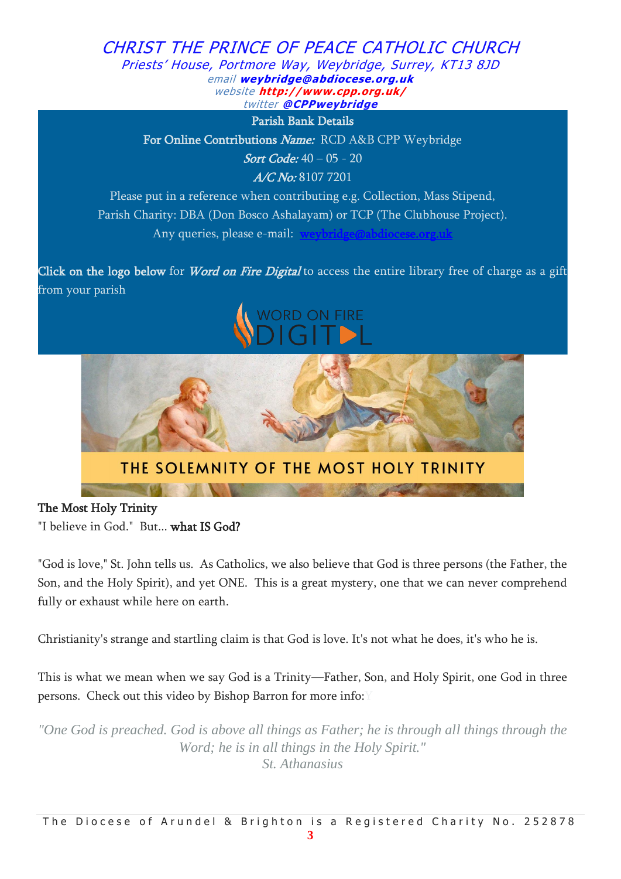# CHRIST THE PRINCE OF PEACE CATHOLIC CHURCH

*Priests' House, Portmore Way, Weybridge, Surrey, KT13 8JD*
*email* ***weybridge@abdiocese.org.uk***
*website* ***http://www.cpp.org.uk/***
*twitter* ***@CPPweybridge***

**Parish Bank Details**

**For Online Contributions** ***Name:*** RCD A&B CPP Weybridge

***Sort Code:*** 40 – 05 - 20

***A/C No:*** 8107 7201

Please put in a reference when contributing e.g. Collection, Mass Stipend, Parish Charity: DBA (Don Bosco Ashalayam) or TCP (The Clubhouse Project).

Any queries, please e-mail: weybridge@abdiocese.org.uk

**Click on the logo below** for *Word on Fire Digital* to access the entire library free of charge as a gift from your parish

WORD ON FIRE DIGITAL

THE SOLEMNITY OF THE MOST HOLY TRINITY

**The Most Holy Trinity**

"I believe in God." But... **what IS God?**

"God is love," St. John tells us. As Catholics, we also believe that God is three persons (the Father, the Son, and the Holy Spirit), and yet ONE. This is a great mystery, one that we can never comprehend fully or exhaust while here on earth.

Christianity's strange and startling claim is that God is love. It's not what he does, it's who he is.

This is what we mean when we say God is a Trinity—Father, Son, and Holy Spirit, one God in three persons. Check out this video by Bishop Barron for more info:

*"One God is preached. God is above all things as Father; he is through all things through the Word; he is in all things in the Holy Spirit."*
*St. Athanasius*

The Diocese of Arundel & Brighton is a Registered Charity No. 252878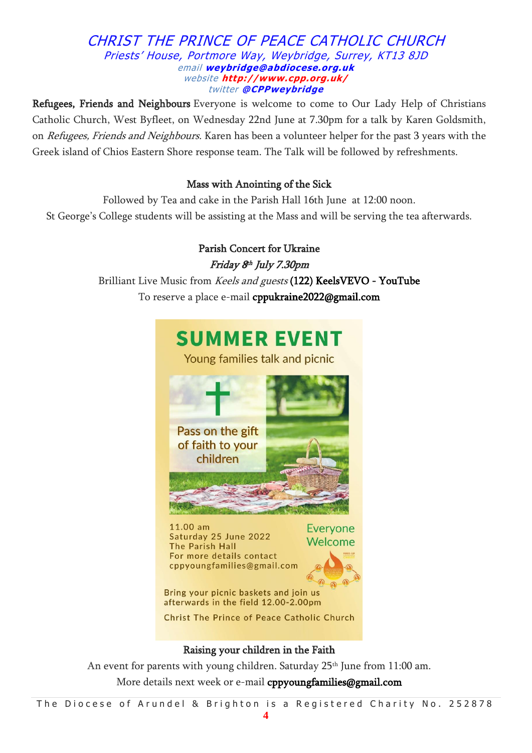# CHRIST THE PRINCE OF PEACE CATHOLIC CHURCH

*Priests' House, Portmore Way, Weybridge, Surrey, KT13 8JD*
*email* **weybridge@abdiocese.org.uk**
*website* **http://www.cpp.org.uk/**
*twitter* **@CPPweybridge**

**Refugees, Friends and Neighbours** Everyone is welcome to come to Our Lady Help of Christians Catholic Church, West Byfleet, on Wednesday 22nd June at 7.30pm for a talk by Karen Goldsmith, on *Refugees, Friends and Neighbours.* Karen has been a volunteer helper for the past 3 years with the Greek island of Chios Eastern Shore response team. The Talk will be followed by refreshments.

### Mass with Anointing of the Sick

Followed by Tea and cake in the Parish Hall 16th June at 12:00 noon.
St George's College students will be assisting at the Mass and will be serving the tea afterwards.

### Parish Concert for Ukraine

*Friday 8th July 7.30pm*

Brilliant Live Music from *Keels and guests* (122) KeelsVEVO - YouTube
To reserve a place e-mail **cppukraine2022@gmail.com**

## SUMMER EVENT

Young families talk and picnic

Pass on the gift of faith to your children

11.00 am
Saturday 25 June 2022
The Parish Hall
For more details contact
cppyoungfamilies@gmail.com

Everyone Welcome

Bring your picnic baskets and join us afterwards in the field 12.00-2.00pm

Christ The Prince of Peace Catholic Church

### Raising your children in the Faith

An event for parents with young children. Saturday 25th June from 11:00 am.
More details next week or e-mail **cppyoungfamilies@gmail.com**

The Diocese of Arundel & Brighton is a Registered Charity No. 252878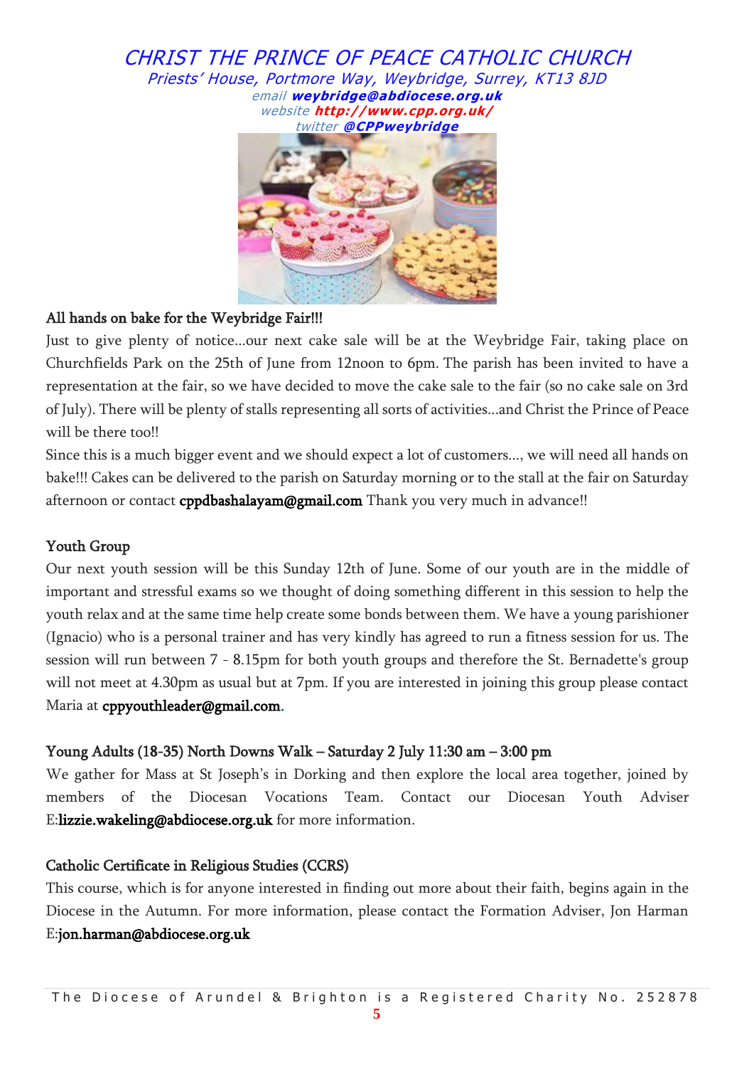# CHRIST THE PRINCE OF PEACE CATHOLIC CHURCH

*Priests' House, Portmore Way, Weybridge, Surrey, KT13 8JD*

*email* **weybridge@abdiocese.org.uk**
*website* **http://www.cpp.org.uk/**
*twitter* **@CPPweybridge**

## All hands on bake for the Weybridge Fair!!!

Just to give plenty of notice...our next cake sale will be at the Weybridge Fair, taking place on Churchfields Park on the 25th of June from 12noon to 6pm. The parish has been invited to have a representation at the fair, so we have decided to move the cake sale to the fair (so no cake sale on 3rd of July). There will be plenty of stalls representing all sorts of activities...and Christ the Prince of Peace will be there too!!

Since this is a much bigger event and we should expect a lot of customers..., we will need all hands on bake!!! Cakes can be delivered to the parish on Saturday morning or to the stall at the fair on Saturday afternoon or contact cppdbashalayam@gmail.com Thank you very much in advance!!

## Youth Group

Our next youth session will be this Sunday 12th of June. Some of our youth are in the middle of important and stressful exams so we thought of doing something different in this session to help the youth relax and at the same time help create some bonds between them. We have a young parishioner (Ignacio) who is a personal trainer and has very kindly has agreed to run a fitness session for us. The session will run between 7 - 8.15pm for both youth groups and therefore the St. Bernadette's group will not meet at 4.30pm as usual but at 7pm. If you are interested in joining this group please contact Maria at cppyouthleader@gmail.com.

## Young Adults (18-35) North Downs Walk – Saturday 2 July 11:30 am – 3:00 pm

We gather for Mass at St Joseph's in Dorking and then explore the local area together, joined by members of the Diocesan Vocations Team. Contact our Diocesan Youth Adviser E:lizzie.wakeling@abdiocese.org.uk for more information.

## Catholic Certificate in Religious Studies (CCRS)

This course, which is for anyone interested in finding out more about their faith, begins again in the Diocese in the Autumn. For more information, please contact the Formation Adviser, Jon Harman E:jon.harman@abdiocese.org.uk

The Diocese of Arundel & Brighton is a Registered Charity No. 252878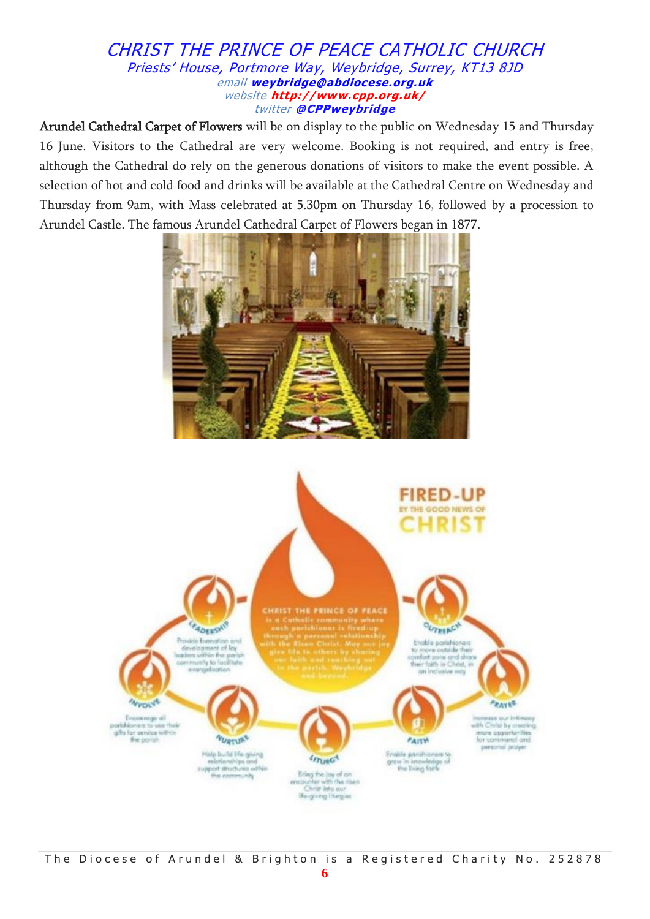# CHRIST THE PRINCE OF PEACE CATHOLIC CHURCH

*Priests' House, Portmore Way, Weybridge, Surrey, KT13 8JD*

*email* ***weybridge@abdiocese.org.uk***

*website* ***http://www.cpp.org.uk/***

*twitter* ***@CPPweybridge***

**Arundel Cathedral Carpet of Flowers** will be on display to the public on Wednesday 15 and Thursday 16 June. Visitors to the Cathedral are very welcome. Booking is not required, and entry is free, although the Cathedral do rely on the generous donations of visitors to make the event possible. A selection of hot and cold food and drinks will be available at the Cathedral Centre on Wednesday and Thursday from 9am, with Mass celebrated at 5.30pm on Thursday 16, followed by a procession to Arundel Castle. The famous Arundel Cathedral Carpet of Flowers began in 1877.

FIRED-UP BY THE GOOD NEWS OF CHRIST

CHRIST THE PRINCE OF PEACE is a Catholic community where each parishioner is fired-up through a personal relationship with the Risen Christ. May our joy give life to others by sharing our faith and reaching out in the parish, Weybridge and beyond.

LEADERSHIP — Provide formation and development of lay leaders within the parish community to facilitate evangelisation

OUTREACH — Enable parishioners to move outside their comfort zone and share their faith in Christ, in an inclusive way

INVOLVE — Encourage all parishioners to use their gifts for service within the parish

NURTURE — Help build life-giving relationships and support structures within the community

LITURGY — Bring the joy of an encounter with the risen Christ into our life-giving liturgies

FAITH — Enable parishioners to grow in knowledge of the living faith

PRAYER — Increase our intimacy with Christ by creating more opportunities for communal and personal prayer

The Diocese of Arundel & Brighton is a Registered Charity No. 252878